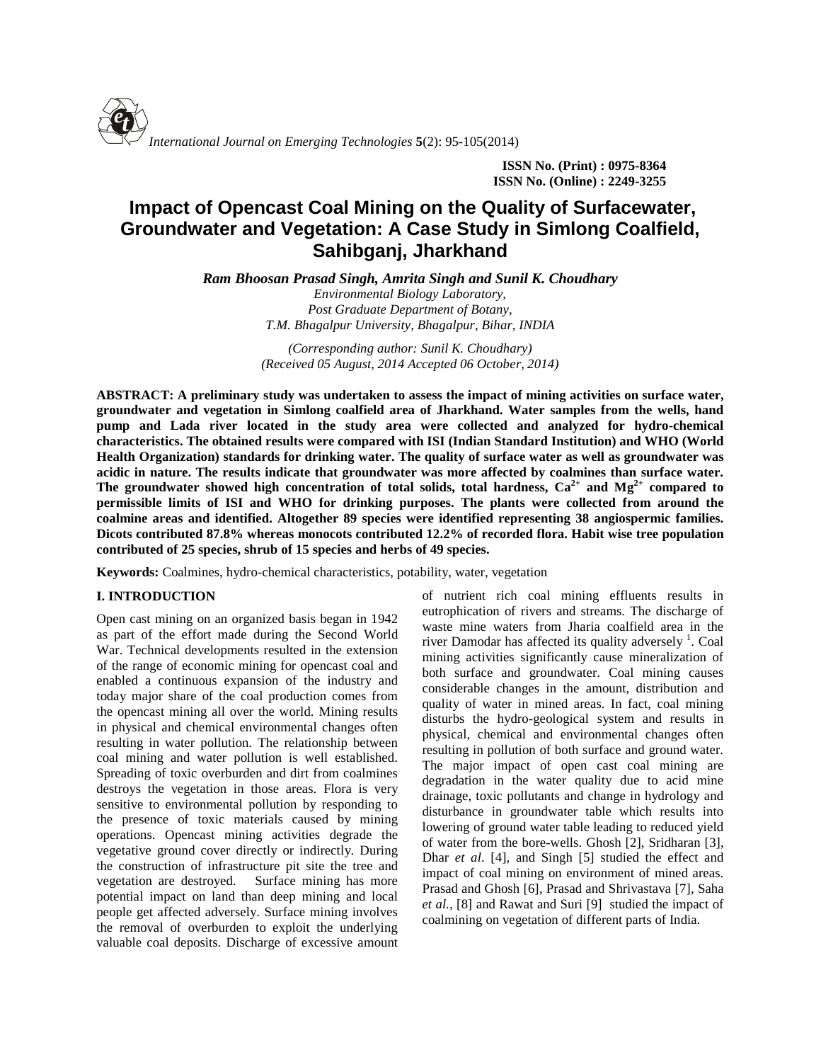ISSN No. (Print) : 0975-8364
ISSN No. (Online) : 2249-3255

# Impact of Opencast Coal Mining on the Quality of Surfacewater, Groundwater and Vegetation: A Case Study in Simlong Coalfield, Sahibganj, Jharkhand

***Ram Bhoosan Prasad Singh, Amrita Singh and Sunil K. Choudhary***

*Environmental Biology Laboratory,*
*Post Graduate Department of Botany,*
*T.M. Bhagalpur University, Bhagalpur, Bihar, INDIA*

*(Corresponding author: Sunil K. Choudhary)*
*(Received 05 August, 2014 Accepted 06 October, 2014)*

**ABSTRACT: A preliminary study was undertaken to assess the impact of mining activities on surface water, groundwater and vegetation in Simlong coalfield area of Jharkhand. Water samples from the wells, hand pump and Lada river located in the study area were collected and analyzed for hydro-chemical characteristics. The obtained results were compared with ISI (Indian Standard Institution) and WHO (World Health Organization) standards for drinking water. The quality of surface water as well as groundwater was acidic in nature. The results indicate that groundwater was more affected by coalmines than surface water. The groundwater showed high concentration of total solids, total hardness, $Ca^{2+}$ and $Mg^{2+}$ compared to permissible limits of ISI and WHO for drinking purposes. The plants were collected from around the coalmine areas and identified. Altogether 89 species were identified representing 38 angiospermic families. Dicots contributed 87.8% whereas monocots contributed 12.2% of recorded flora. Habit wise tree population contributed of 25 species, shrub of 15 species and herbs of 49 species.**

**Keywords:** Coalmines, hydro-chemical characteristics, potability, water, vegetation

## I. INTRODUCTION

Open cast mining on an organized basis began in 1942 as part of the effort made during the Second World War. Technical developments resulted in the extension of the range of economic mining for opencast coal and enabled a continuous expansion of the industry and today major share of the coal production comes from the opencast mining all over the world. Mining results in physical and chemical environmental changes often resulting in water pollution. The relationship between coal mining and water pollution is well established. Spreading of toxic overburden and dirt from coalmines destroys the vegetation in those areas. Flora is very sensitive to environmental pollution by responding to the presence of toxic materials caused by mining operations. Opencast mining activities degrade the vegetative ground cover directly or indirectly. During the construction of infrastructure pit site the tree and vegetation are destroyed. Surface mining has more potential impact on land than deep mining and local people get affected adversely. Surface mining involves the removal of overburden to exploit the underlying valuable coal deposits. Discharge of excessive amount of nutrient rich coal mining effluents results in eutrophication of rivers and streams. The discharge of waste mine waters from Jharia coalfield area in the river Damodar has affected its quality adversely [1]. Coal mining activities significantly cause mineralization of both surface and groundwater. Coal mining causes considerable changes in the amount, distribution and quality of water in mined areas. In fact, coal mining disturbs the hydro-geological system and results in physical, chemical and environmental changes often resulting in pollution of both surface and ground water. The major impact of open cast coal mining are degradation in the water quality due to acid mine drainage, toxic pollutants and change in hydrology and disturbance in groundwater table which results into lowering of ground water table leading to reduced yield of water from the bore-wells. Ghosh [2], Sridharan [3], Dhar *et al*. [4], and Singh [5] studied the effect and impact of coal mining on environment of mined areas. Prasad and Ghosh [6], Prasad and Shrivastava [7], Saha *et al.,* [8] and Rawat and Suri [9] studied the impact of coalmining on vegetation of different parts of India.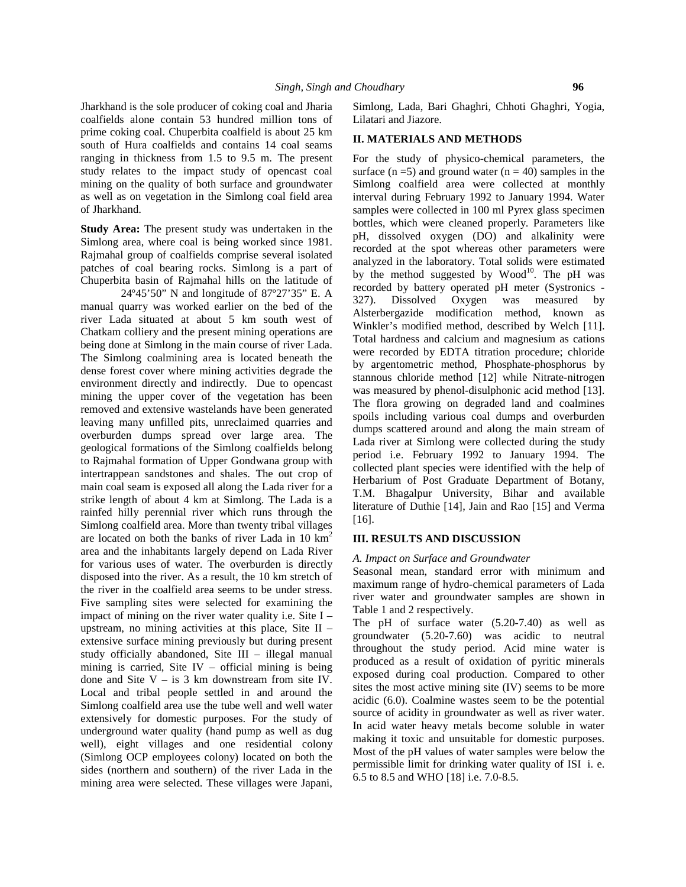Jharkhand is the sole producer of coking coal and Jharia coalfields alone contain 53 hundred million tons of prime coking coal. Chuperbita coalfield is about 25 km south of Hura coalfields and contains 14 coal seams ranging in thickness from 1.5 to 9.5 m. The present study relates to the impact study of opencast coal mining on the quality of both surface and groundwater as well as on vegetation in the Simlong coal field area of Jharkhand.

**Study Area:** The present study was undertaken in the Simlong area, where coal is being worked since 1981. Rajmahal group of coalfields comprise several isolated patches of coal bearing rocks. Simlong is a part of Chuperbita basin of Rajmahal hills on the latitude of 24º45'50" N and longitude of 87º27'35" E. A manual quarry was worked earlier on the bed of the river Lada situated at about 5 km south west of Chatkam colliery and the present mining operations are being done at Simlong in the main course of river Lada. The Simlong coalmining area is located beneath the dense forest cover where mining activities degrade the environment directly and indirectly. Due to opencast mining the upper cover of the vegetation has been removed and extensive wastelands have been generated leaving many unfilled pits, unreclaimed quarries and overburden dumps spread over large area. The geological formations of the Simlong coalfields belong to Rajmahal formation of Upper Gondwana group with intertrappean sandstones and shales. The out crop of main coal seam is exposed all along the Lada river for a strike length of about 4 km at Simlong. The Lada is a rainfed hilly perennial river which runs through the Simlong coalfield area. More than twenty tribal villages are located on both the banks of river Lada in 10 $km^2$ area and the inhabitants largely depend on Lada River for various uses of water. The overburden is directly disposed into the river. As a result, the 10 km stretch of the river in the coalfield area seems to be under stress. Five sampling sites were selected for examining the impact of mining on the river water quality i.e. Site I – upstream, no mining activities at this place, Site II – extensive surface mining previously but during present study officially abandoned, Site III – illegal manual mining is carried, Site IV – official mining is being done and Site V – is 3 km downstream from site IV. Local and tribal people settled in and around the Simlong coalfield area use the tube well and well water extensively for domestic purposes. For the study of underground water quality (hand pump as well as dug well), eight villages and one residential colony (Simlong OCP employees colony) located on both the sides (northern and southern) of the river Lada in the mining area were selected. These villages were Japani, Simlong, Lada, Bari Ghaghri, Chhoti Ghaghri, Yogia, Lilatari and Jiazore.

## II. MATERIALS AND METHODS

For the study of physico-chemical parameters, the surface ($n = 5$) and ground water ($n = 40$) samples in the Simlong coalfield area were collected at monthly interval during February 1992 to January 1994. Water samples were collected in 100 ml Pyrex glass specimen bottles, which were cleaned properly. Parameters like pH, dissolved oxygen (DO) and alkalinity were recorded at the spot whereas other parameters were analyzed in the laboratory. Total solids were estimated by the method suggested by Wood[10]. The pH was recorded by battery operated pH meter (Systronics - 327). Dissolved Oxygen was measured by Alsterbergazide modification method, known as Winkler's modified method, described by Welch [11]. Total hardness and calcium and magnesium as cations were recorded by EDTA titration procedure; chloride by argentometric method, Phosphate-phosphorus by stannous chloride method [12] while Nitrate-nitrogen was measured by phenol-disulphonic acid method [13]. The flora growing on degraded land and coalmines spoils including various coal dumps and overburden dumps scattered around and along the main stream of Lada river at Simlong were collected during the study period i.e. February 1992 to January 1994. The collected plant species were identified with the help of Herbarium of Post Graduate Department of Botany, T.M. Bhagalpur University, Bihar and available literature of Duthie [14], Jain and Rao [15] and Verma [16].

## III. RESULTS AND DISCUSSION

### *A. Impact on Surface and Groundwater*

Seasonal mean, standard error with minimum and maximum range of hydro-chemical parameters of Lada river water and groundwater samples are shown in Table 1 and 2 respectively.

The pH of surface water (5.20-7.40) as well as groundwater (5.20-7.60) was acidic to neutral throughout the study period. Acid mine water is produced as a result of oxidation of pyritic minerals exposed during coal production. Compared to other sites the most active mining site (IV) seems to be more acidic (6.0). Coalmine wastes seem to be the potential source of acidity in groundwater as well as river water. In acid water heavy metals become soluble in water making it toxic and unsuitable for domestic purposes. Most of the pH values of water samples were below the permissible limit for drinking water quality of ISI i. e. 6.5 to 8.5 and WHO [18] i.e. 7.0-8.5.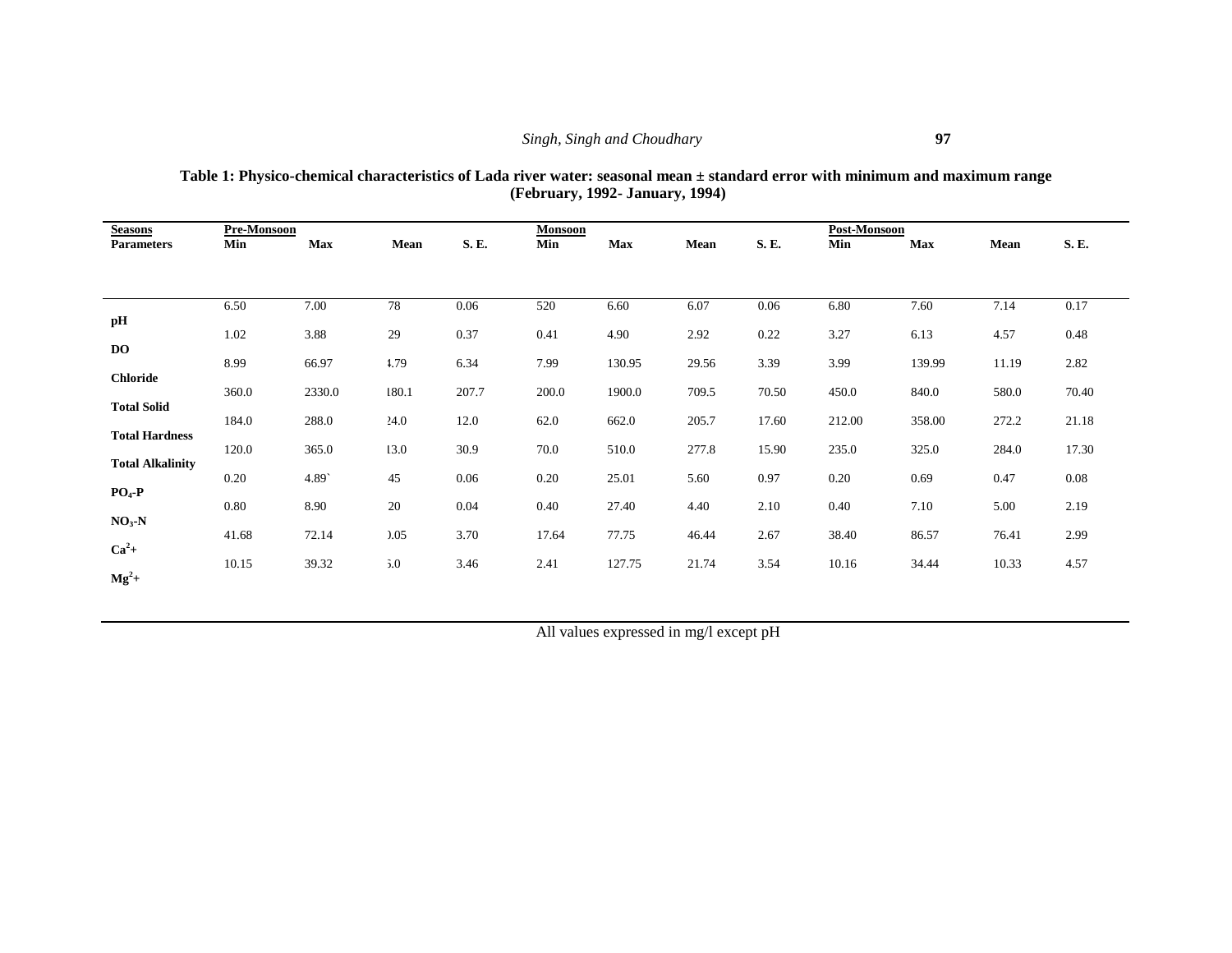**Table 1: Physico-chemical characteristics of Lada river water: seasonal mean ± standard error with minimum and maximum range (February, 1992- January, 1994)**

| Seasons | Pre-Monsoon | | | | Monsoon | | | | Post-Monsoon | | | |
|---|---|---|---|---|---|---|---|---|---|---|---|---|
| Parameters | Min | Max | Mean | S. E. | Min | Max | Mean | S. E. | Min | Max | Mean | S. E. |
| pH | 6.50 | 7.00 | 78 | 0.06 | 520 | 6.60 | 6.07 | 0.06 | 6.80 | 7.60 | 7.14 | 0.17 |
| DO | 1.02 | 3.88 | 29 | 0.37 | 0.41 | 4.90 | 2.92 | 0.22 | 3.27 | 6.13 | 4.57 | 0.48 |
| Chloride | 8.99 | 66.97 | 4.79 | 6.34 | 7.99 | 130.95 | 29.56 | 3.39 | 3.99 | 139.99 | 11.19 | 2.82 |
| Total Solid | 360.0 | 2330.0 | 180.1 | 207.7 | 200.0 | 1900.0 | 709.5 | 70.50 | 450.0 | 840.0 | 580.0 | 70.40 |
| Total Hardness | 184.0 | 288.0 | 24.0 | 12.0 | 62.0 | 662.0 | 205.7 | 17.60 | 212.00 | 358.00 | 272.2 | 21.18 |
| Total Alkalinity | 120.0 | 365.0 | 13.0 | 30.9 | 70.0 | 510.0 | 277.8 | 15.90 | 235.0 | 325.0 | 284.0 | 17.30 |
| $PO_4$-P | 0.20 | 4.89` | 45 | 0.06 | 0.20 | 25.01 | 5.60 | 0.97 | 0.20 | 0.69 | 0.47 | 0.08 |
| $NO_3$-N | 0.80 | 8.90 | 20 | 0.04 | 0.40 | 27.40 | 4.40 | 2.10 | 0.40 | 7.10 | 5.00 | 2.19 |
| $Ca^{2+}$ | 41.68 | 72.14 | ).05 | 3.70 | 17.64 | 77.75 | 46.44 | 2.67 | 38.40 | 86.57 | 76.41 | 2.99 |
| $Mg^{2+}$ | 10.15 | 39.32 | 5.0 | 3.46 | 2.41 | 127.75 | 21.74 | 3.54 | 10.16 | 34.44 | 10.33 | 4.57 |

All values expressed in mg/l except pH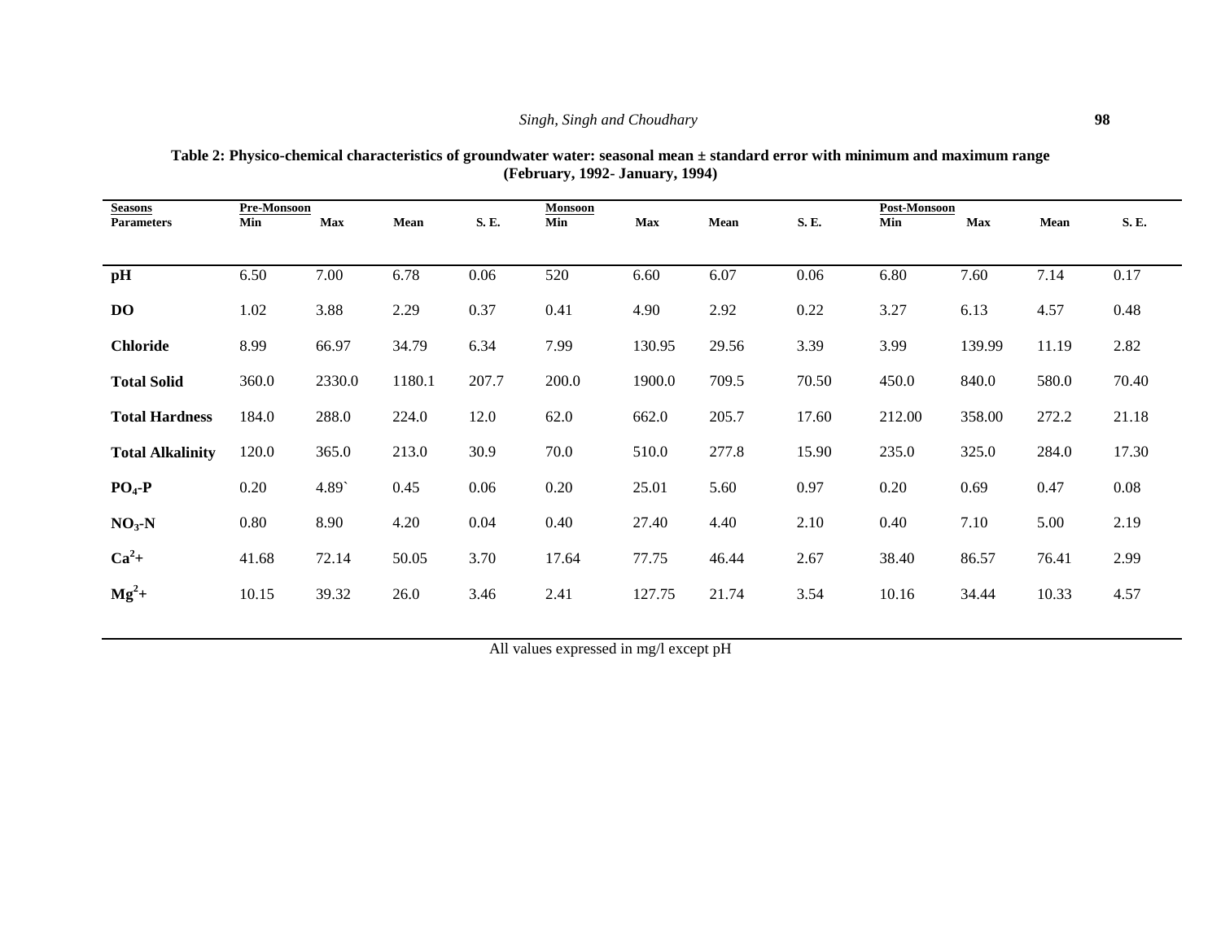**Table 2: Physico-chemical characteristics of groundwater water: seasonal mean ± standard error with minimum and maximum range (February, 1992- January, 1994)**

| Seasons | Pre-Monsoon | | | | Monsoon | | | | Post-Monsoon | | | |
|---|---|---|---|---|---|---|---|---|---|---|---|---|
| Parameters | Min | Max | Mean | S. E. | Min | Max | Mean | S. E. | Min | Max | Mean | S. E. |
| pH | 6.50 | 7.00 | 6.78 | 0.06 | 520 | 6.60 | 6.07 | 0.06 | 6.80 | 7.60 | 7.14 | 0.17 |
| DO | 1.02 | 3.88 | 2.29 | 0.37 | 0.41 | 4.90 | 2.92 | 0.22 | 3.27 | 6.13 | 4.57 | 0.48 |
| Chloride | 8.99 | 66.97 | 34.79 | 6.34 | 7.99 | 130.95 | 29.56 | 3.39 | 3.99 | 139.99 | 11.19 | 2.82 |
| Total Solid | 360.0 | 2330.0 | 1180.1 | 207.7 | 200.0 | 1900.0 | 709.5 | 70.50 | 450.0 | 840.0 | 580.0 | 70.40 |
| Total Hardness | 184.0 | 288.0 | 224.0 | 12.0 | 62.0 | 662.0 | 205.7 | 17.60 | 212.00 | 358.00 | 272.2 | 21.18 |
| Total Alkalinity | 120.0 | 365.0 | 213.0 | 30.9 | 70.0 | 510.0 | 277.8 | 15.90 | 235.0 | 325.0 | 284.0 | 17.30 |
| $PO_4$-P | 0.20 | 4.89` | 0.45 | 0.06 | 0.20 | 25.01 | 5.60 | 0.97 | 0.20 | 0.69 | 0.47 | 0.08 |
| $NO_3$-N | 0.80 | 8.90 | 4.20 | 0.04 | 0.40 | 27.40 | 4.40 | 2.10 | 0.40 | 7.10 | 5.00 | 2.19 |
| $Ca^{2}+$ | 41.68 | 72.14 | 50.05 | 3.70 | 17.64 | 77.75 | 46.44 | 2.67 | 38.40 | 86.57 | 76.41 | 2.99 |
| $Mg^{2}+$ | 10.15 | 39.32 | 26.0 | 3.46 | 2.41 | 127.75 | 21.74 | 3.54 | 10.16 | 34.44 | 10.33 | 4.57 |

All values expressed in mg/l except pH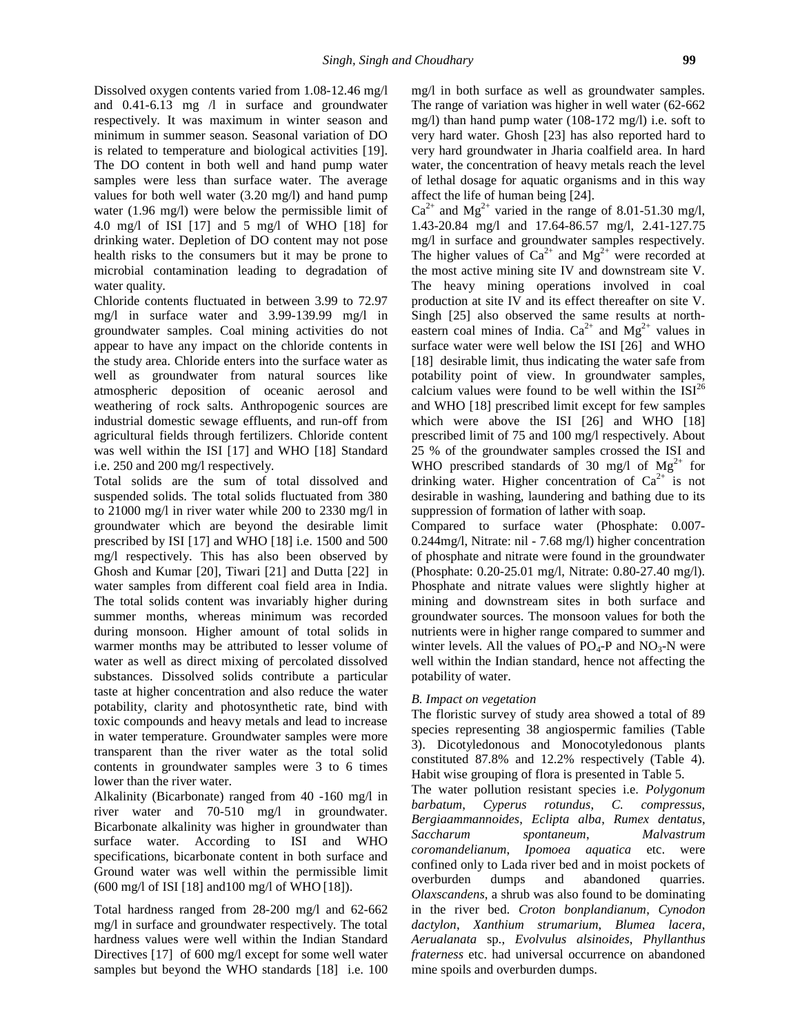Dissolved oxygen contents varied from 1.08-12.46 mg/l and 0.41-6.13 mg /l in surface and groundwater respectively. It was maximum in winter season and minimum in summer season. Seasonal variation of DO is related to temperature and biological activities [19]. The DO content in both well and hand pump water samples were less than surface water. The average values for both well water (3.20 mg/l) and hand pump water (1.96 mg/l) were below the permissible limit of 4.0 mg/l of ISI [17] and 5 mg/l of WHO [18] for drinking water. Depletion of DO content may not pose health risks to the consumers but it may be prone to microbial contamination leading to degradation of water quality.

Chloride contents fluctuated in between 3.99 to 72.97 mg/l in surface water and 3.99-139.99 mg/l in groundwater samples. Coal mining activities do not appear to have any impact on the chloride contents in the study area. Chloride enters into the surface water as well as groundwater from natural sources like atmospheric deposition of oceanic aerosol and weathering of rock salts. Anthropogenic sources are industrial domestic sewage effluents, and run-off from agricultural fields through fertilizers. Chloride content was well within the ISI [17] and WHO [18] Standard i.e. 250 and 200 mg/l respectively.

Total solids are the sum of total dissolved and suspended solids. The total solids fluctuated from 380 to 21000 mg/l in river water while 200 to 2330 mg/l in groundwater which are beyond the desirable limit prescribed by ISI [17] and WHO [18] i.e. 1500 and 500 mg/l respectively. This has also been observed by Ghosh and Kumar [20], Tiwari [21] and Dutta [22] in water samples from different coal field area in India. The total solids content was invariably higher during summer months, whereas minimum was recorded during monsoon. Higher amount of total solids in warmer months may be attributed to lesser volume of water as well as direct mixing of percolated dissolved substances. Dissolved solids contribute a particular taste at higher concentration and also reduce the water potability, clarity and photosynthetic rate, bind with toxic compounds and heavy metals and lead to increase in water temperature. Groundwater samples were more transparent than the river water as the total solid contents in groundwater samples were 3 to 6 times lower than the river water.

Alkalinity (Bicarbonate) ranged from 40 -160 mg/l in river water and 70-510 mg/l in groundwater. Bicarbonate alkalinity was higher in groundwater than surface water. According to ISI and WHO specifications, bicarbonate content in both surface and Ground water was well within the permissible limit (600 mg/l of ISI [18] and100 mg/l of WHO [18]).

Total hardness ranged from 28-200 mg/l and 62-662 mg/l in surface and groundwater respectively. The total hardness values were well within the Indian Standard Directives [17] of 600 mg/l except for some well water samples but beyond the WHO standards [18] i.e. 100 mg/l in both surface as well as groundwater samples. The range of variation was higher in well water (62-662 mg/l) than hand pump water (108-172 mg/l) i.e. soft to very hard water. Ghosh [23] has also reported hard to very hard groundwater in Jharia coalfield area. In hard water, the concentration of heavy metals reach the level of lethal dosage for aquatic organisms and in this way affect the life of human being [24].

$Ca^{2+}$ and $Mg^{2+}$ varied in the range of 8.01-51.30 mg/l, 1.43-20.84 mg/l and 17.64-86.57 mg/l, 2.41-127.75 mg/l in surface and groundwater samples respectively. The higher values of $Ca^{2+}$ and $Mg^{2+}$ were recorded at the most active mining site IV and downstream site V. The heavy mining operations involved in coal production at site IV and its effect thereafter on site V. Singh [25] also observed the same results at north-eastern coal mines of India. $Ca^{2+}$ and $Mg^{2+}$ values in surface water were well below the ISI [26] and WHO [18] desirable limit, thus indicating the water safe from potability point of view. In groundwater samples, calcium values were found to be well within the ISI[26] and WHO [18] prescribed limit except for few samples which were above the ISI [26] and WHO [18] prescribed limit of 75 and 100 mg/l respectively. About 25 % of the groundwater samples crossed the ISI and WHO prescribed standards of 30 mg/l of $Mg^{2+}$ for drinking water. Higher concentration of $Ca^{2+}$ is not desirable in washing, laundering and bathing due to its suppression of formation of lather with soap.

Compared to surface water (Phosphate: 0.007-0.244mg/l, Nitrate: nil - 7.68 mg/l) higher concentration of phosphate and nitrate were found in the groundwater (Phosphate: 0.20-25.01 mg/l, Nitrate: 0.80-27.40 mg/l). Phosphate and nitrate values were slightly higher at mining and downstream sites in both surface and groundwater sources. The monsoon values for both the nutrients were in higher range compared to summer and winter levels. All the values of $PO_4$-P and $NO_3$-N were well within the Indian standard, hence not affecting the potability of water.

*B. Impact on vegetation*

The floristic survey of study area showed a total of 89 species representing 38 angiospermic families (Table 3). Dicotyledonous and Monocotyledonous plants constituted 87.8% and 12.2% respectively (Table 4). Habit wise grouping of flora is presented in Table 5.

The water pollution resistant species i.e. *Polygonum barbatum*, *Cyperus rotundus*, *C. compressus*, *Bergiaammannoides*, *Eclipta alba*, *Rumex dentatus*, *Saccharum spontaneum*, *Malvastrum coromandelianum*, *Ipomoea aquatica* etc. were confined only to Lada river bed and in moist pockets of overburden dumps and abandoned quarries. *Olaxscandens*, a shrub was also found to be dominating in the river bed. *Croton bonplandianum*, *Cynodon dactylon*, *Xanthium strumarium*, *Blumea lacera*, *Aerualanata* sp., *Evolvulus alsinoides*, *Phyllanthus fraterness* etc. had universal occurrence on abandoned mine spoils and overburden dumps.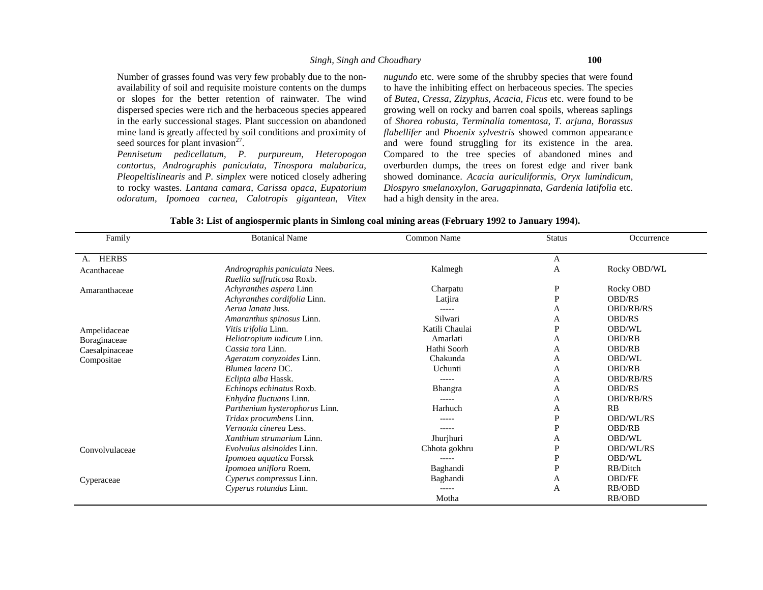Number of grasses found was very few probably due to the non-availability of soil and requisite moisture contents on the dumps or slopes for the better retention of rainwater. The wind dispersed species were rich and the herbaceous species appeared in the early successional stages. Plant succession on abandoned mine land is greatly affected by soil conditions and proximity of seed sources for plant invasion[27].

*Pennisetum pedicellatum*, *P. purpureum*, *Heteropogon contortus*, *Andrographis paniculata*, *Tinospora malabarica*, *Pleopeltislinearis* and *P. simplex* were noticed closely adhering to rocky wastes. *Lantana camara*, *Carissa opaca*, *Eupatorium odoratum*, *Ipomoea carnea*, *Calotropis gigantean*, *Vitex nugundo* etc. were some of the shrubby species that were found to have the inhibiting effect on herbaceous species. The species of *Butea*, *Cressa*, *Zizyphus*, *Acacia*, *Ficus* etc. were found to be growing well on rocky and barren coal spoils, whereas saplings of *Shorea robusta*, *Terminalia tomentosa*, *T. arjuna*, *Borassus flabellifer* and *Phoenix sylvestris* showed common appearance and were found struggling for its existence in the area. Compared to the tree species of abandoned mines and overburden dumps, the trees on forest edge and river bank showed dominance. *Acacia auriculiformis*, *Oryx lumindicum*, *Diospyro smelanoxylon*, *Garugapinnata*, *Gardenia latifolia* etc. had a high density in the area.

**Table 3: List of angiospermic plants in Simlong coal mining areas (February 1992 to January 1994).**

| Family | Botanical Name | Common Name | Status | Occurrence |
|---|---|---|---|---|
| A. HERBS | | | A | |
| Acanthaceae | *Andrographis paniculata* Nees. | Kalmegh | A | Rocky OBD/WL |
| | *Ruellia suffruticosa* Roxb. | | | |
| Amaranthaceae | *Achyranthes aspera* Linn | Charpatu | P | Rocky OBD |
| | *Achyranthes cordifolia* Linn. | Latjira | P | OBD/RS |
| | *Aerua lanata* Juss. | ----- | A | OBD/RB/RS |
| | *Amaranthus spinosus* Linn. | Silwari | A | OBD/RS |
| Ampelidaceae | *Vitis trifolia* Linn. | Katili Chaulai | P | OBD/WL |
| Boraginaceae | *Heliotropium indicum* Linn. | Amarlati | A | OBD/RB |
| Caesalpinaceae | *Cassia tora* Linn. | Hathi Soorh | A | OBD/RB |
| Compositae | *Ageratum conyzoides* Linn. | Chakunda | A | OBD/WL |
| | *Blumea lacera* DC. | Uchunti | A | OBD/RB |
| | *Eclipta alba* Hassk. | ----- | A | OBD/RB/RS |
| | *Echinops echinatus* Roxb. | Bhangra | A | OBD/RS |
| | *Enhydra fluctuans* Linn. | ----- | A | OBD/RB/RS |
| | *Parthenium hysterophorus* Linn. | Harhuch | A | RB |
| | *Tridax procumbens* Linn. | ----- | P | OBD/WL/RS |
| | *Vernonia cinerea* Less. | ----- | P | OBD/RB |
| | *Xanthium strumarium* Linn. | Jhurjhuri | A | OBD/WL |
| Convolvulaceae | *Evolvulus alsinoides* Linn. | Chhota gokhru | P | OBD/WL/RS |
| | *Ipomoea aquatica* Forssk | ----- | P | OBD/WL |
| | *Ipomoea uniflora* Roem. | Baghandi | P | RB/Ditch |
| Cyperaceae | *Cyperus compressus* Linn. | Baghandi | A | OBD/FE |
| | *Cyperus rotundus* Linn. | ----- | A | RB/OBD |
| | | Motha | | RB/OBD |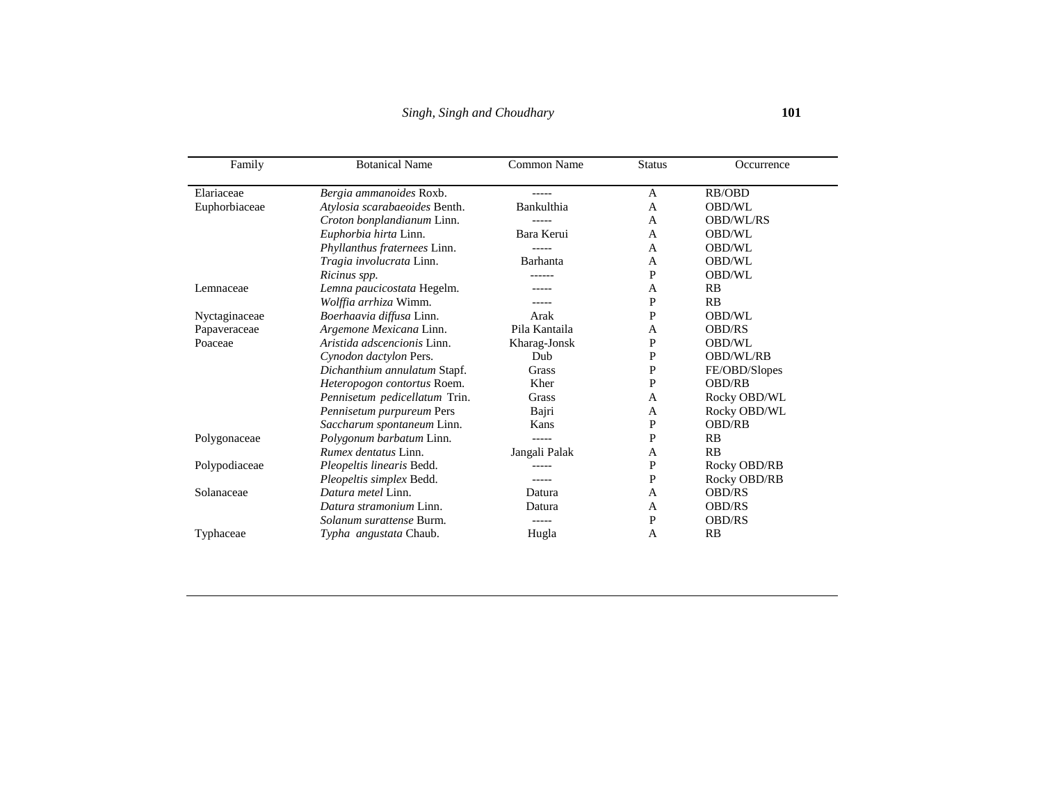| Family | Botanical Name | Common Name | Status | Occurrence |
|---|---|---|---|---|
| Elariaceae | *Bergia ammanoides* Roxb. | ----- | A | RB/OBD |
| Euphorbiaceae | *Atylosia scarabaeoides* Benth. | Bankulthia | A | OBD/WL |
| | *Croton bonplandianum* Linn. | ----- | A | OBD/WL/RS |
| | *Euphorbia hirta* Linn. | Bara Kerui | A | OBD/WL |
| | *Phyllanthus fraternees* Linn. | ----- | A | OBD/WL |
| | *Tragia involucrata* Linn. | Barhanta | A | OBD/WL |
| | *Ricinus spp.* | ------ | P | OBD/WL |
| Lemnaceae | *Lemna paucicostata* Hegelm. | ----- | A | RB |
| | *Wolffia arrhiza* Wimm. | ----- | P | RB |
| Nyctaginaceae | *Boerhaavia diffusa* Linn. | Arak | P | OBD/WL |
| Papaveraceae | *Argemone Mexicana* Linn. | Pila Kantaila | A | OBD/RS |
| Poaceae | *Aristida adscencionis* Linn. | Kharag-Jonsk | P | OBD/WL |
| | *Cynodon dactylon* Pers. | Dub | P | OBD/WL/RB |
| | *Dichanthium annulatum* Stapf. | Grass | P | FE/OBD/Slopes |
| | *Heteropogon contortus* Roem. | Kher | P | OBD/RB |
| | *Pennisetum pedicellatum* Trin. | Grass | A | Rocky OBD/WL |
| | *Pennisetum purpureum* Pers | Bajri | A | Rocky OBD/WL |
| | *Saccharum spontaneum* Linn. | Kans | P | OBD/RB |
| Polygonaceae | *Polygonum barbatum* Linn. | ----- | P | RB |
| | *Rumex dentatus* Linn. | Jangali Palak | A | RB |
| Polypodiaceae | *Pleopeltis linearis* Bedd. | ----- | P | Rocky OBD/RB |
| | *Pleopeltis simplex* Bedd. | ----- | P | Rocky OBD/RB |
| Solanaceae | *Datura metel* Linn. | Datura | A | OBD/RS |
| | *Datura stramonium* Linn. | Datura | A | OBD/RS |
| | *Solanum surattense* Burm. | ----- | P | OBD/RS |
| Typhaceae | *Typha angustata* Chaub. | Hugla | A | RB |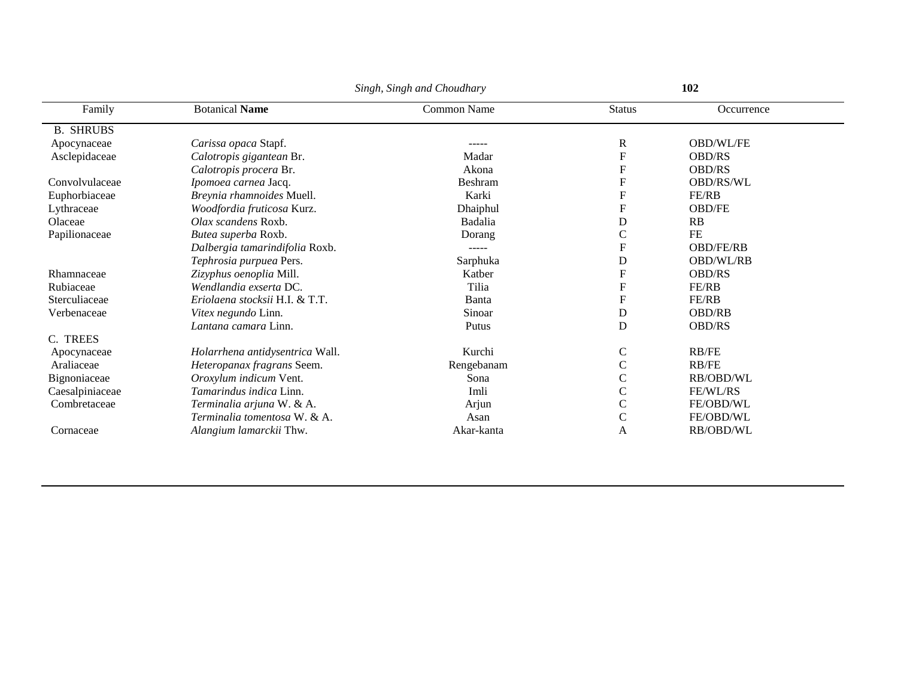| Family | Botanical **Name** | Common Name | Status | Occurrence |
|---|---|---|---|---|
| B. SHRUBS | | | | |
| Apocynaceae | *Carissa opaca* Stapf. | ----- | R | OBD/WL/FE |
| Asclepidaceae | *Calotropis gigantean* Br. | Madar | F | OBD/RS |
| | *Calotropis procera* Br. | Akona | F | OBD/RS |
| Convolvulaceae | *Ipomoea carnea* Jacq. | Beshram | F | OBD/RS/WL |
| Euphorbiaceae | *Breynia rhamnoides* Muell. | Karki | F | FE/RB |
| Lythraceae | *Woodfordia fruticosa* Kurz. | Dhaiphul | F | OBD/FE |
| Olaceae | *Olax scandens* Roxb. | Badalia | D | RB |
| Papilionaceae | *Butea superba* Roxb. | Dorang | C | FE |
| | *Dalbergia tamarindifolia* Roxb. | ----- | F | OBD/FE/RB |
| | *Tephrosia purpuea* Pers. | Sarphuka | D | OBD/WL/RB |
| Rhamnaceae | *Zizyphus oenoplia* Mill. | Katber | F | OBD/RS |
| Rubiaceae | *Wendlandia exserta* DC. | Tilia | F | FE/RB |
| Sterculiaceae | *Eriolaena stocksii* H.I. & T.T. | Banta | F | FE/RB |
| Verbenaceae | *Vitex negundo* Linn. | Sinoar | D | OBD/RB |
| | *Lantana camara* Linn. | Putus | D | OBD/RS |
| C. TREES | | | | |
| Apocynaceae | *Holarrhena antidysentrica* Wall. | Kurchi | C | RB/FE |
| Araliaceae | *Heteropanax fragrans* Seem. | Rengebanam | C | RB/FE |
| Bignoniaceae | *Oroxylum indicum* Vent. | Sona | C | RB/OBD/WL |
| Caesalpiniaceae | *Tamarindus indica* Linn. | Imli | C | FE/WL/RS |
| Combretaceae | *Terminalia arjuna* W. & A. | Arjun | C | FE/OBD/WL |
| | *Terminalia tomentosa* W. & A. | Asan | C | FE/OBD/WL |
| Cornaceae | *Alangium lamarckii* Thw. | Akar-kanta | A | RB/OBD/WL |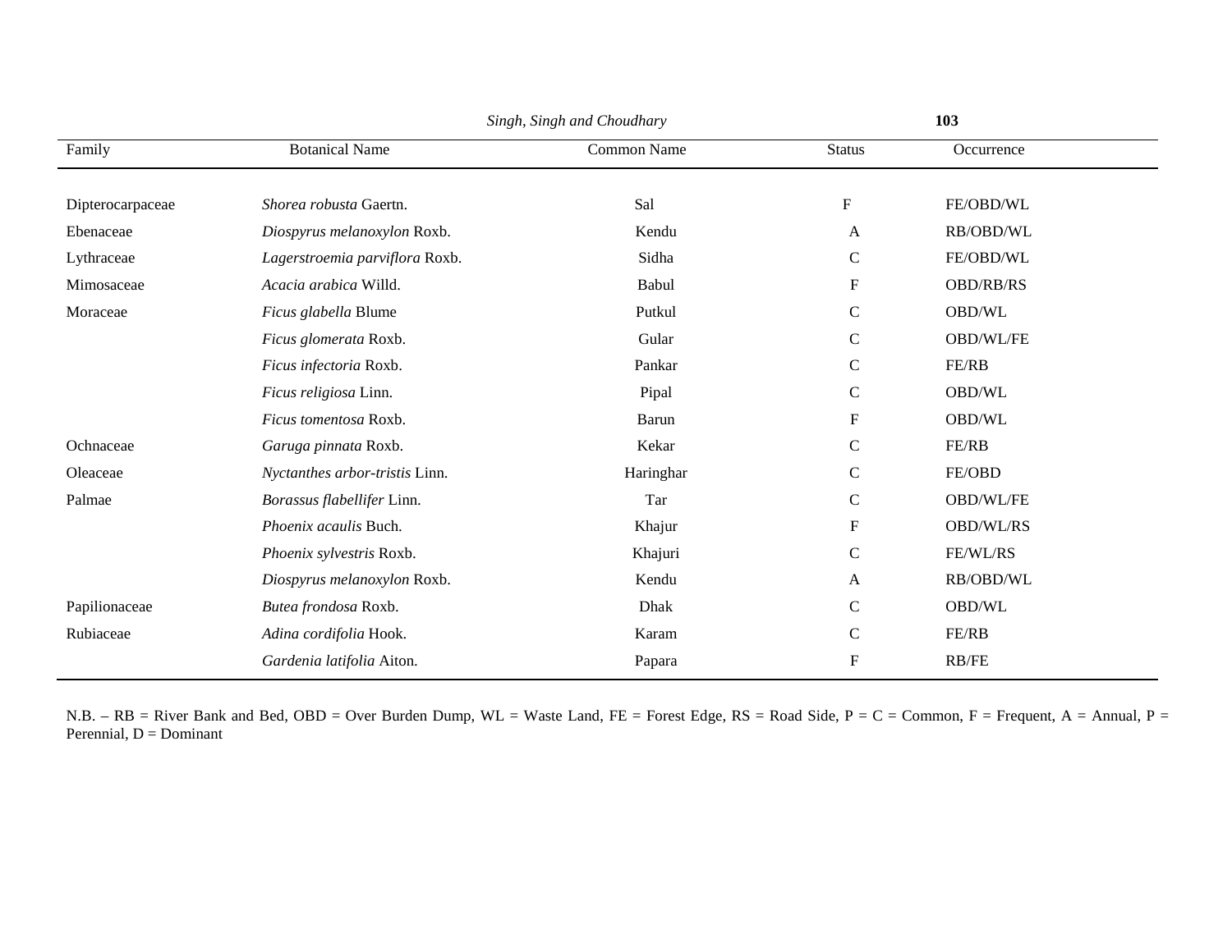| Family | Botanical Name | Common Name | Status | Occurrence |
|---|---|---|---|---|
| Dipterocarpaceae | *Shorea robusta* Gaertn. | Sal | F | FE/OBD/WL |
| Ebenaceae | *Diospyrus melanoxylon* Roxb. | Kendu | A | RB/OBD/WL |
| Lythraceae | *Lagerstroemia parviflora* Roxb. | Sidha | C | FE/OBD/WL |
| Mimosaceae | *Acacia arabica* Willd. | Babul | F | OBD/RB/RS |
| Moraceae | *Ficus glabella* Blume | Putkul | C | OBD/WL |
| | *Ficus glomerata* Roxb. | Gular | C | OBD/WL/FE |
| | *Ficus infectoria* Roxb. | Pankar | C | FE/RB |
| | *Ficus religiosa* Linn. | Pipal | C | OBD/WL |
| | *Ficus tomentosa* Roxb. | Barun | F | OBD/WL |
| Ochnaceae | *Garuga pinnata* Roxb. | Kekar | C | FE/RB |
| Oleaceae | *Nyctanthes arbor-tristis* Linn. | Haringhar | C | FE/OBD |
| Palmae | *Borassus flabellifer* Linn. | Tar | C | OBD/WL/FE |
| | *Phoenix acaulis* Buch. | Khajur | F | OBD/WL/RS |
| | *Phoenix sylvestris* Roxb. | Khajuri | C | FE/WL/RS |
| | *Diospyrus melanoxylon* Roxb. | Kendu | A | RB/OBD/WL |
| Papilionaceae | *Butea frondosa* Roxb. | Dhak | C | OBD/WL |
| Rubiaceae | *Adina cordifolia* Hook. | Karam | C | FE/RB |
| | *Gardenia latifolia* Aiton. | Papara | F | RB/FE |

N.B. – RB = River Bank and Bed, OBD = Over Burden Dump, WL = Waste Land, FE = Forest Edge, RS = Road Side, P = C = Common, F = Frequent, A = Annual, P = Perennial, D = Dominant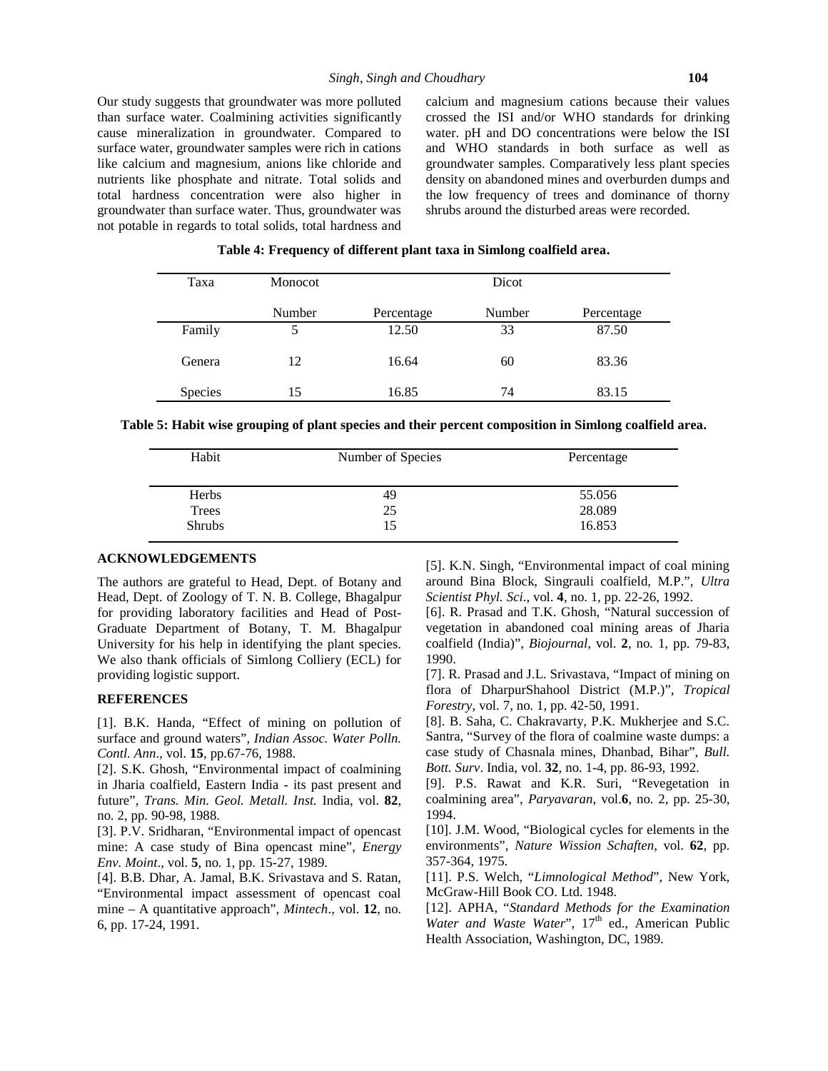Our study suggests that groundwater was more polluted than surface water. Coalmining activities significantly cause mineralization in groundwater. Compared to surface water, groundwater samples were rich in cations like calcium and magnesium, anions like chloride and nutrients like phosphate and nitrate. Total solids and total hardness concentration were also higher in groundwater than surface water. Thus, groundwater was not potable in regards to total solids, total hardness and calcium and magnesium cations because their values crossed the ISI and/or WHO standards for drinking water. pH and DO concentrations were below the ISI and WHO standards in both surface as well as groundwater samples. Comparatively less plant species density on abandoned mines and overburden dumps and the low frequency of trees and dominance of thorny shrubs around the disturbed areas were recorded.

**Table 4: Frequency of different plant taxa in Simlong coalfield area.**

| Taxa | Monocot | | Dicot | |
|---|---|---|---|---|
| | Number | Percentage | Number | Percentage |
| Family | 5 | 12.50 | 33 | 87.50 |
| Genera | 12 | 16.64 | 60 | 83.36 |
| Species | 15 | 16.85 | 74 | 83.15 |

**Table 5: Habit wise grouping of plant species and their percent composition in Simlong coalfield area.**

| Habit | Number of Species | Percentage |
|---|---|---|
| Herbs | 49 | 55.056 |
| Trees | 25 | 28.089 |
| Shrubs | 15 | 16.853 |

## ACKNOWLEDGEMENTS

The authors are grateful to Head, Dept. of Botany and Head, Dept. of Zoology of T. N. B. College, Bhagalpur for providing laboratory facilities and Head of Post-Graduate Department of Botany, T. M. Bhagalpur University for his help in identifying the plant species. We also thank officials of Simlong Colliery (ECL) for providing logistic support.

## REFERENCES

[1]. B.K. Handa, "Effect of mining on pollution of surface and ground waters", *Indian Assoc. Water Polln. Contl. Ann*., vol. **15**, pp.67-76, 1988.

[2]. S.K. Ghosh, "Environmental impact of coalmining in Jharia coalfield, Eastern India - its past present and future", *Trans. Min. Geol. Metall. Inst.* India, vol. **82**, no. 2, pp. 90-98, 1988.

[3]. P.V. Sridharan, "Environmental impact of opencast mine: A case study of Bina opencast mine", *Energy Env. Moint*., vol. **5**, no. 1, pp. 15-27, 1989.

[4]. B.B. Dhar, A. Jamal, B.K. Srivastava and S. Ratan, "Environmental impact assessment of opencast coal mine – A quantitative approach", *Mintech*., vol. **12**, no. 6, pp. 17-24, 1991.

[5]. K.N. Singh, "Environmental impact of coal mining around Bina Block, Singrauli coalfield, M.P.", *Ultra Scientist Phyl. Sci*., vol. **4**, no. 1, pp. 22-26, 1992.

[6]. R. Prasad and T.K. Ghosh, "Natural succession of vegetation in abandoned coal mining areas of Jharia coalfield (India)", *Biojournal*, vol. **2**, no. 1, pp. 79-83, 1990.

[7]. R. Prasad and J.L. Srivastava, "Impact of mining on flora of DharpurShahool District (M.P.)", *Tropical Forestry*, vol. 7, no. 1, pp. 42-50, 1991.

[8]. B. Saha, C. Chakravarty, P.K. Mukherjee and S.C. Santra, "Survey of the flora of coalmine waste dumps: a case study of Chasnala mines, Dhanbad, Bihar", *Bull. Bott. Surv*. India, vol. **32**, no. 1-4, pp. 86-93, 1992.

[9]. P.S. Rawat and K.R. Suri, "Revegetation in coalmining area", *Paryavaran*, vol.**6**, no. 2, pp. 25-30, 1994.

[10]. J.M. Wood, "Biological cycles for elements in the environments", *Nature Wission Schaften*, vol. **62**, pp. 357-364, 1975.

[11]. P.S. Welch, "*Limnological Method*", New York, McGraw-Hill Book CO. Ltd. 1948.

[12]. APHA, "*Standard Methods for the Examination Water and Waste Water*", 17th ed., American Public Health Association, Washington, DC, 1989.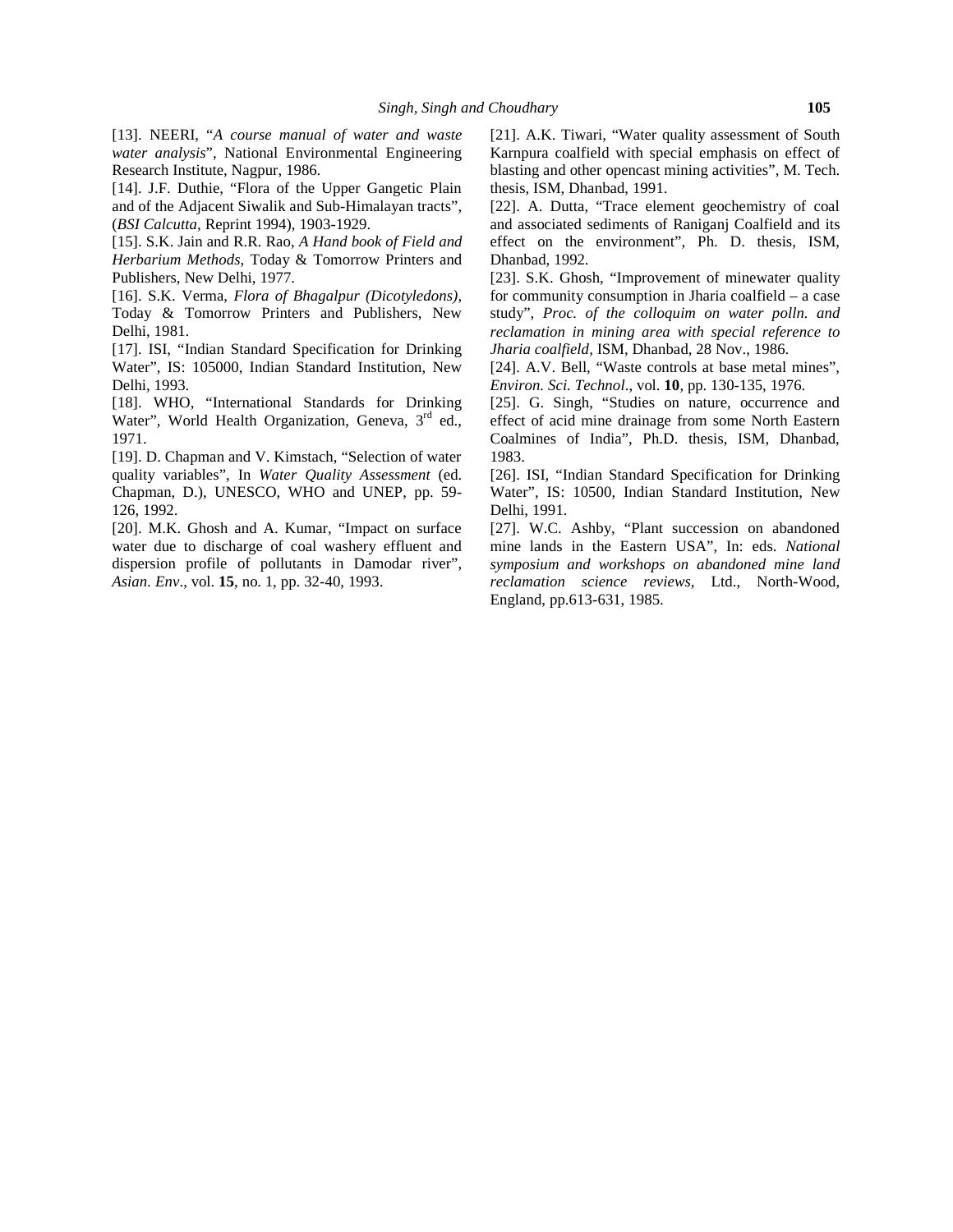[13]. NEERI, "*A course manual of water and waste water analysis*", National Environmental Engineering Research Institute, Nagpur, 1986.

[14]. J.F. Duthie, "Flora of the Upper Gangetic Plain and of the Adjacent Siwalik and Sub-Himalayan tracts", (*BSI Calcutta*, Reprint 1994), 1903-1929.

[15]. S.K. Jain and R.R. Rao, *A Hand book of Field and Herbarium Methods*, Today & Tomorrow Printers and Publishers, New Delhi, 1977.

[16]. S.K. Verma, *Flora of Bhagalpur (Dicotyledons)*, Today & Tomorrow Printers and Publishers, New Delhi, 1981.

[17]. ISI, "Indian Standard Specification for Drinking Water", IS: 105000, Indian Standard Institution, New Delhi, 1993.

[18]. WHO, "International Standards for Drinking Water", World Health Organization, Geneva, 3rd ed., 1971.

[19]. D. Chapman and V. Kimstach, "Selection of water quality variables", In *Water Quality Assessment* (ed. Chapman, D.), UNESCO, WHO and UNEP, pp. 59-126, 1992.

[20]. M.K. Ghosh and A. Kumar, "Impact on surface water due to discharge of coal washery effluent and dispersion profile of pollutants in Damodar river", *Asian. Env*., vol. **15**, no. 1, pp. 32-40, 1993.

[21]. A.K. Tiwari, "Water quality assessment of South Karnpura coalfield with special emphasis on effect of blasting and other opencast mining activities", M. Tech. thesis, ISM, Dhanbad, 1991.

[22]. A. Dutta, "Trace element geochemistry of coal and associated sediments of Raniganj Coalfield and its effect on the environment", Ph. D. thesis, ISM, Dhanbad, 1992.

[23]. S.K. Ghosh, "Improvement of minewater quality for community consumption in Jharia coalfield – a case study", *Proc. of the colloquim on water polln. and reclamation in mining area with special reference to Jharia coalfield*, ISM, Dhanbad, 28 Nov., 1986.

[24]. A.V. Bell, "Waste controls at base metal mines", *Environ. Sci. Technol*., vol. **10**, pp. 130-135, 1976.

[25]. G. Singh, "Studies on nature, occurrence and effect of acid mine drainage from some North Eastern Coalmines of India", Ph.D. thesis, ISM, Dhanbad, 1983.

[26]. ISI, "Indian Standard Specification for Drinking Water", IS: 10500, Indian Standard Institution, New Delhi, 1991.

[27]. W.C. Ashby, "Plant succession on abandoned mine lands in the Eastern USA", In: eds. *National symposium and workshops on abandoned mine land reclamation science reviews*, Ltd., North-Wood, England, pp.613-631, 1985.